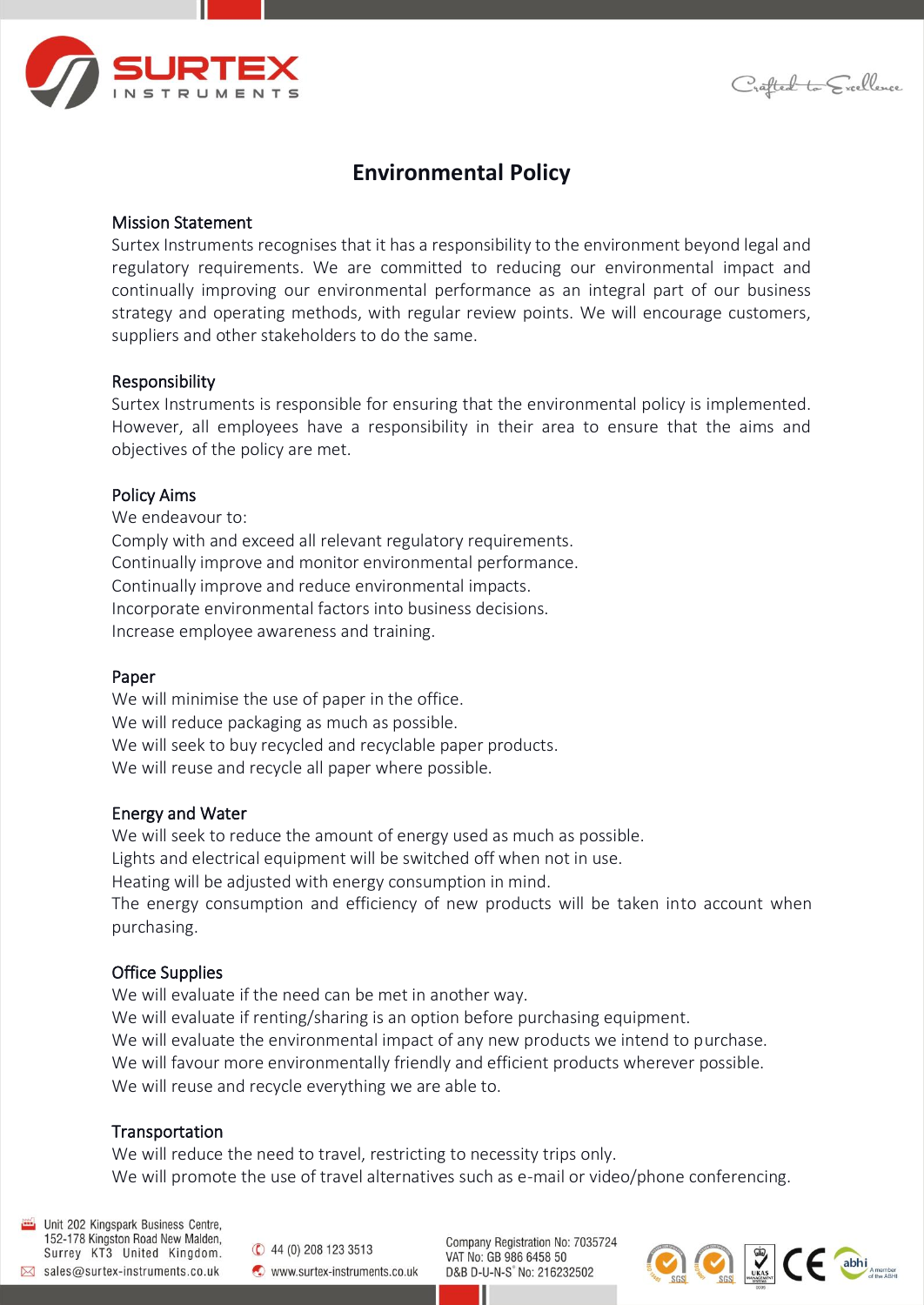# Environmental Policy

## Mission Statement

Surtex Instruments recognises that it has a responsibility to the environment beyond legal and regulatory requirements. We are committed to reducing our environmental impact and continually improving our environmental performance as an integral part of our business strategy and operating methods, with regular review points. We will encourage customers, suppliers and other stakeholders to do the same.

## Responsibility

Surtex Instruments is responsible for ensuring that the environmental policy is implemented. However, all employees have a responsibility in their area to ensure that the aims and objectives of the policy are met.

## Policy Aims

We endeavour to:
Comply with and exceed all relevant regulatory requirements.
Continually improve and monitor environmental performance.
Continually improve and reduce environmental impacts.
Incorporate environmental factors into business decisions.
Increase employee awareness and training.

## Paper

We will minimise the use of paper in the office.
We will reduce packaging as much as possible.
We will seek to buy recycled and recyclable paper products.
We will reuse and recycle all paper where possible.

## Energy and Water

We will seek to reduce the amount of energy used as much as possible.
Lights and electrical equipment will be switched off when not in use.
Heating will be adjusted with energy consumption in mind.
The energy consumption and efficiency of new products will be taken into account when purchasing.

## Office Supplies

We will evaluate if the need can be met in another way.
We will evaluate if renting/sharing is an option before purchasing equipment.
We will evaluate the environmental impact of any new products we intend to purchase.
We will favour more environmentally friendly and efficient products wherever possible.
We will reuse and recycle everything we are able to.

## Transportation

We will reduce the need to travel, restricting to necessity trips only.
We will promote the use of travel alternatives such as e-mail or video/phone conferencing.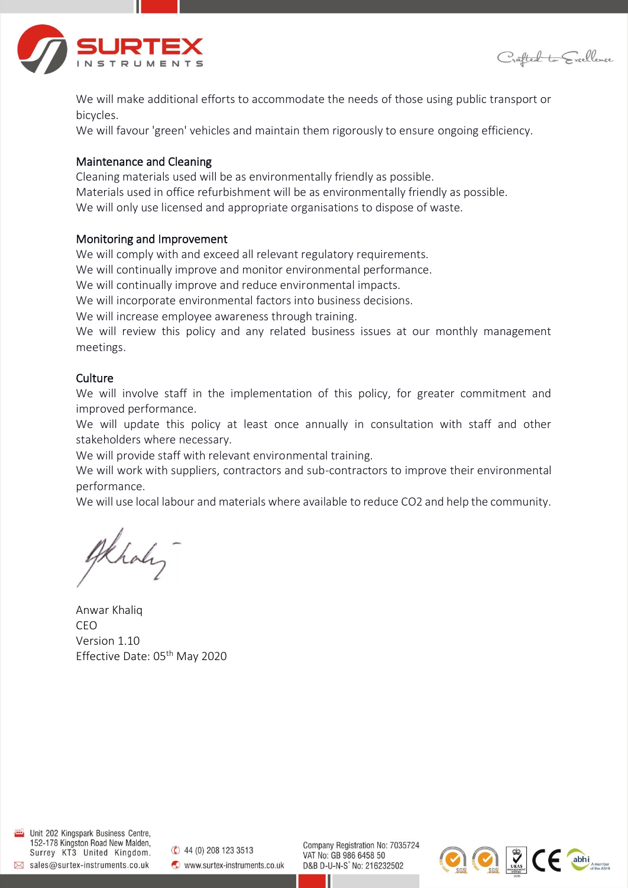We will make additional efforts to accommodate the needs of those using public transport or bicycles.
We will favour 'green' vehicles and maintain them rigorously to ensure ongoing efficiency.

## Maintenance and Cleaning

Cleaning materials used will be as environmentally friendly as possible.
Materials used in office refurbishment will be as environmentally friendly as possible.
We will only use licensed and appropriate organisations to dispose of waste.

## Monitoring and Improvement

We will comply with and exceed all relevant regulatory requirements.
We will continually improve and monitor environmental performance.
We will continually improve and reduce environmental impacts.
We will incorporate environmental factors into business decisions.
We will increase employee awareness through training.
We will review this policy and any related business issues at our monthly management meetings.

## Culture

We will involve staff in the implementation of this policy, for greater commitment and improved performance.
We will update this policy at least once annually in consultation with staff and other stakeholders where necessary.
We will provide staff with relevant environmental training.
We will work with suppliers, contractors and sub-contractors to improve their environmental performance.
We will use local labour and materials where available to reduce $CO_2$ and help the community.

Anwar Khaliq
CEO
Version 1.10
Effective Date: 05th May 2020